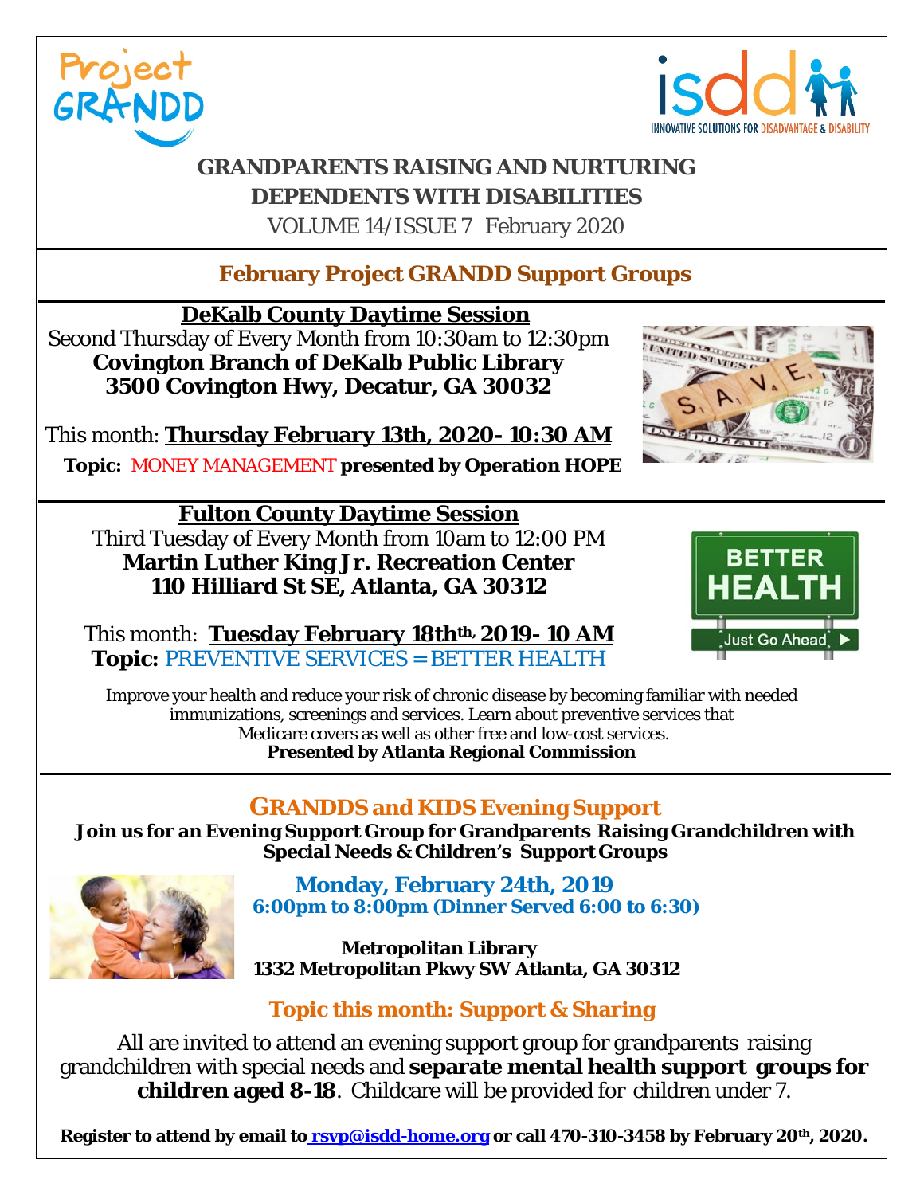Project GRANDD

isdd INNOVATIVE SOLUTIONS FOR DISADVANTAGE & DISABILITY

# GRANDPARENTS RAISING AND NURTURING DEPENDENTS WITH DISABILITIES

VOLUME 14/ISSUE 7 February 2020

## February Project GRANDD Support Groups

### DeKalb County Daytime Session

Second Thursday of Every Month from 10:30am to 12:30pm
**Covington Branch of DeKalb Public Library**
**3500 Covington Hwy, Decatur, GA 30032**

This month: **Thursday February 13th, 2020- 10:30 AM**

**Topic:** MONEY MANAGEMENT **presented by Operation HOPE**

### Fulton County Daytime Session

Third Tuesday of Every Month from 10am to 12:00 PM
**Martin Luther King Jr. Recreation Center**
**110 Hilliard St SE, Atlanta, GA 30312**

This month: **Tuesday February 18th th, 2019- 10 AM**

**Topic:** PREVENTIVE SERVICES = BETTER HEALTH

Improve your health and reduce your risk of chronic disease by becoming familiar with needed immunizations, screenings and services. Learn about preventive services that Medicare covers as well as other free and low-cost services.
**Presented by Atlanta Regional Commission**

## GRANDDS and KIDS Evening Support

**Join us for an Evening Support Group for Grandparents Raising Grandchildren with Special Needs & Children's Support Groups**

**Monday, February 24th, 2019**
**6:00pm to 8:00pm (Dinner Served 6:00 to 6:30)**

**Metropolitan Library**
**1332 Metropolitan Pkwy SW Atlanta, GA 30312**

### Topic this month: Support & Sharing

All are invited to attend an evening support group for grandparents raising grandchildren with special needs and **separate mental health support groups for children aged 8-18**. Childcare will be provided for children under 7.

**Register to attend by email to rsvp@isdd-home.org or call 470-310-3458 by February 20th, 2020.**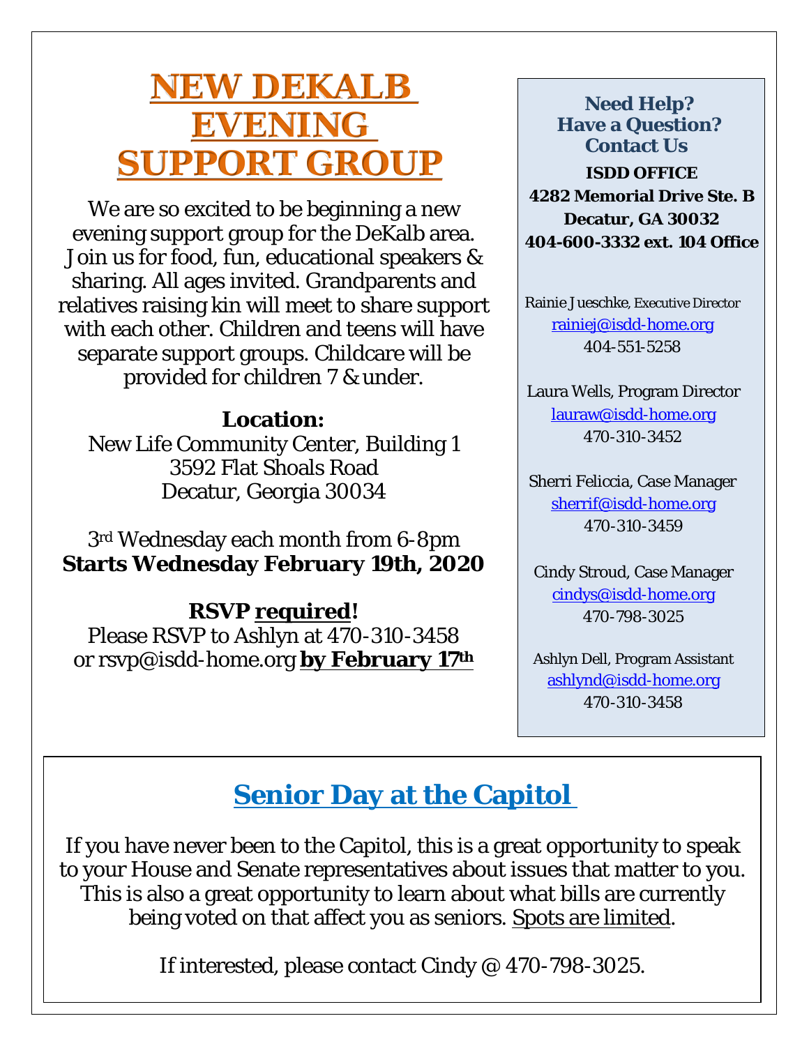# NEW DEKALB EVENING SUPPORT GROUP

We are so excited to be beginning a new evening support group for the DeKalb area. Join us for food, fun, educational speakers & sharing. All ages invited. Grandparents and relatives raising kin will meet to share support with each other. Children and teens will have separate support groups. Childcare will be provided for children 7 & under.

**Location:**
New Life Community Center, Building 1
3592 Flat Shoals Road
Decatur, Georgia 30034

3rd Wednesday each month from 6-8pm
**Starts Wednesday February 19th, 2020**

**RSVP required!**
Please RSVP to Ashlyn at 470-310-3458 or rsvp@isdd-home.org **by February 17th**

### Need Help? Have a Question? Contact Us

**ISDD OFFICE**
**4282 Memorial Drive Ste. B**
**Decatur, GA 30032**
**404-600-3332 ext. 104 Office**

Rainie Jueschke, Executive Director
rainiej@isdd-home.org
404-551-5258

Laura Wells, Program Director
lauraw@isdd-home.org
470-310-3452

Sherri Feliccia, Case Manager
sherrif@isdd-home.org
470-310-3459

Cindy Stroud, Case Manager
cindys@isdd-home.org
470-798-3025

Ashlyn Dell, Program Assistant
ashlynd@isdd-home.org
470-310-3458

## Senior Day at the Capitol

If you have never been to the Capitol, this is a great opportunity to speak to your House and Senate representatives about issues that matter to you. This is also a great opportunity to learn about what bills are currently being voted on that affect you as seniors. Spots are limited.

If interested, please contact Cindy @ 470-798-3025.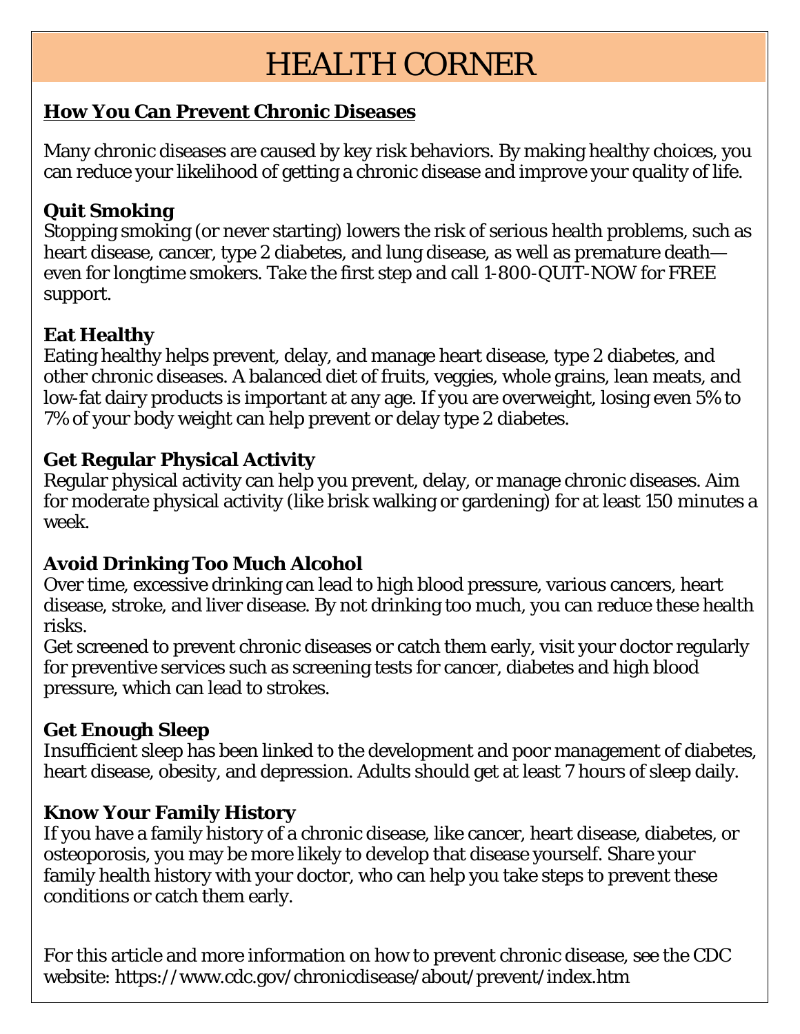# HEALTH CORNER

## How You Can Prevent Chronic Diseases

Many chronic diseases are caused by key risk behaviors. By making healthy choices, you can reduce your likelihood of getting a chronic disease and improve your quality of life.

### Quit Smoking

Stopping smoking (or never starting) lowers the risk of serious health problems, such as heart disease, cancer, type 2 diabetes, and lung disease, as well as premature death—even for longtime smokers. Take the first step and call 1-800-QUIT-NOW for FREE support.

### Eat Healthy

Eating healthy helps prevent, delay, and manage heart disease, type 2 diabetes, and other chronic diseases. A balanced diet of fruits, veggies, whole grains, lean meats, and low-fat dairy products is important at any age. If you are overweight, losing even 5% to 7% of your body weight can help prevent or delay type 2 diabetes.

### Get Regular Physical Activity

Regular physical activity can help you prevent, delay, or manage chronic diseases. Aim for moderate physical activity (like brisk walking or gardening) for at least 150 minutes a week.

### Avoid Drinking Too Much Alcohol

Over time, excessive drinking can lead to high blood pressure, various cancers, heart disease, stroke, and liver disease. By not drinking too much, you can reduce these health risks.

Get screened to prevent chronic diseases or catch them early, visit your doctor regularly for preventive services such as screening tests for cancer, diabetes and high blood pressure, which can lead to strokes.

### Get Enough Sleep

Insufficient sleep has been linked to the development and poor management of diabetes, heart disease, obesity, and depression. Adults should get at least 7 hours of sleep daily.

### Know Your Family History

If you have a family history of a chronic disease, like cancer, heart disease, diabetes, or osteoporosis, you may be more likely to develop that disease yourself. Share your family health history with your doctor, who can help you take steps to prevent these conditions or catch them early.

For this article and more information on how to prevent chronic disease, see the CDC website: https://www.cdc.gov/chronicdisease/about/prevent/index.htm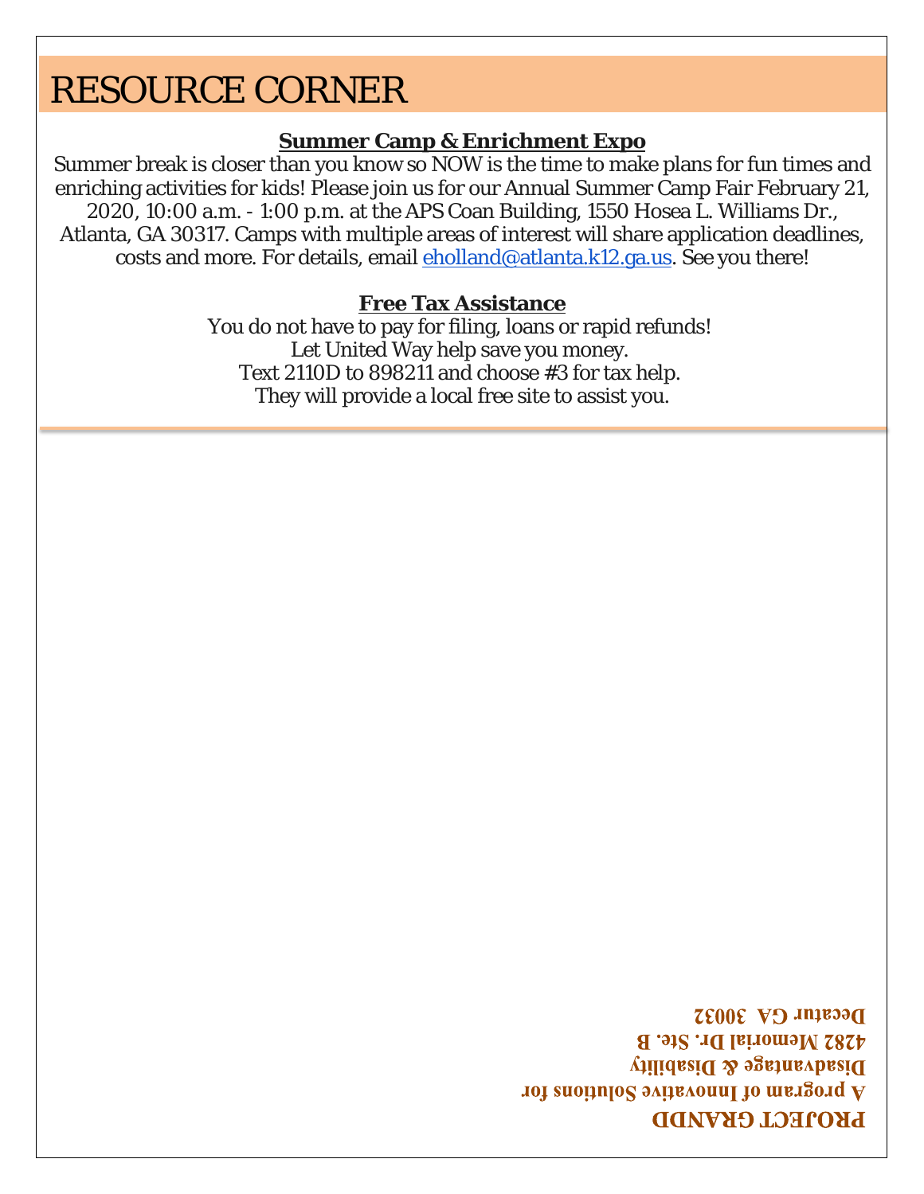# RESOURCE CORNER

**Summer Camp & Enrichment Expo**

Summer break is closer than you know so NOW is the time to make plans for fun times and enriching activities for kids! Please join us for our Annual Summer Camp Fair February 21, 2020, 10:00 a.m. - 1:00 p.m. at the APS Coan Building, 1550 Hosea L. Williams Dr., Atlanta, GA 30317. Camps with multiple areas of interest will share application deadlines, costs and more. For details, email eholland@atlanta.k12.ga.us. See you there!

**Free Tax Assistance**

You do not have to pay for filing, loans or rapid refunds!
Let United Way help save you money.
Text 2110D to 898211 and choose #3 for tax help.
They will provide a local free site to assist you.

**PROJECT GRANDD**
A program of Innovative Solutions for
Disadvantage & Disability
4282 Memorial Dr. Ste. B
Decatur GA 30032